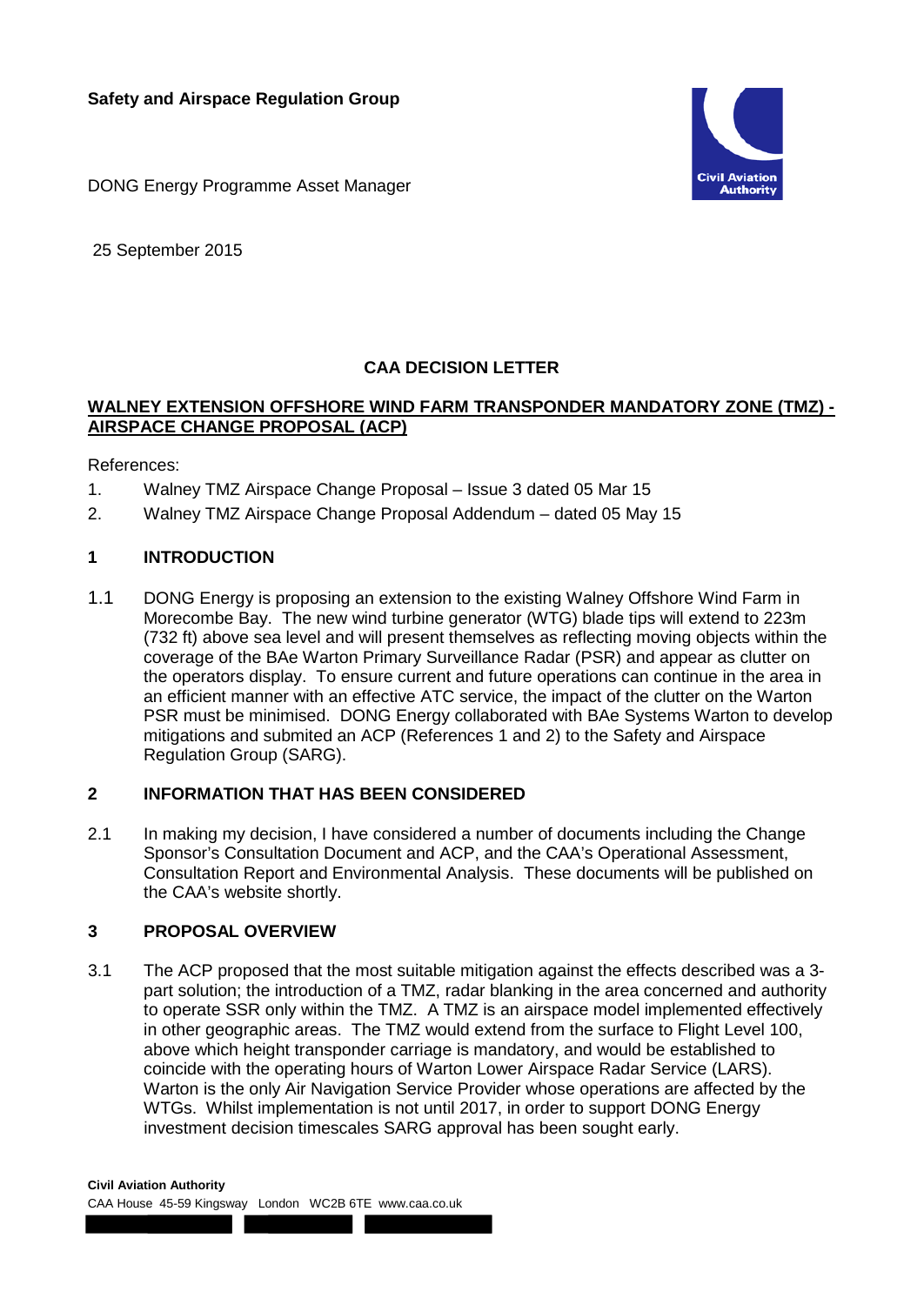**Safety and Airspace Regulation Group**

DONG Energy Programme Asset Manager

25 September 2015

## CAA DECISION LETTER

**WALNEY EXTENSION OFFSHORE WIND FARM TRANSPONDER MANDATORY ZONE (TMZ) - AIRSPACE CHANGE PROPOSAL (ACP)**

References:

1. Walney TMZ Airspace Change Proposal – Issue 3 dated 05 Mar 15
2. Walney TMZ Airspace Change Proposal Addendum – dated 05 May 15

### 1 INTRODUCTION

1.1 DONG Energy is proposing an extension to the existing Walney Offshore Wind Farm in Morecombe Bay. The new wind turbine generator (WTG) blade tips will extend to 223m (732 ft) above sea level and will present themselves as reflecting moving objects within the coverage of the BAe Warton Primary Surveillance Radar (PSR) and appear as clutter on the operators display. To ensure current and future operations can continue in the area in an efficient manner with an effective ATC service, the impact of the clutter on the Warton PSR must be minimised. DONG Energy collaborated with BAe Systems Warton to develop mitigations and submitted an ACP (References 1 and 2) to the Safety and Airspace Regulation Group (SARG).

### 2 INFORMATION THAT HAS BEEN CONSIDERED

2.1 In making my decision, I have considered a number of documents including the Change Sponsor's Consultation Document and ACP, and the CAA's Operational Assessment, Consultation Report and Environmental Analysis. These documents will be published on the CAA's website shortly.

### 3 PROPOSAL OVERVIEW

3.1 The ACP proposed that the most suitable mitigation against the effects described was a 3-part solution; the introduction of a TMZ, radar blanking in the area concerned and authority to operate SSR only within the TMZ. A TMZ is an airspace model implemented effectively in other geographic areas. The TMZ would extend from the surface to Flight Level 100, above which height transponder carriage is mandatory, and would be established to coincide with the operating hours of Warton Lower Airspace Radar Service (LARS). Warton is the only Air Navigation Service Provider whose operations are affected by the WTGs. Whilst implementation is not until 2017, in order to support DONG Energy investment decision timescales SARG approval has been sought early.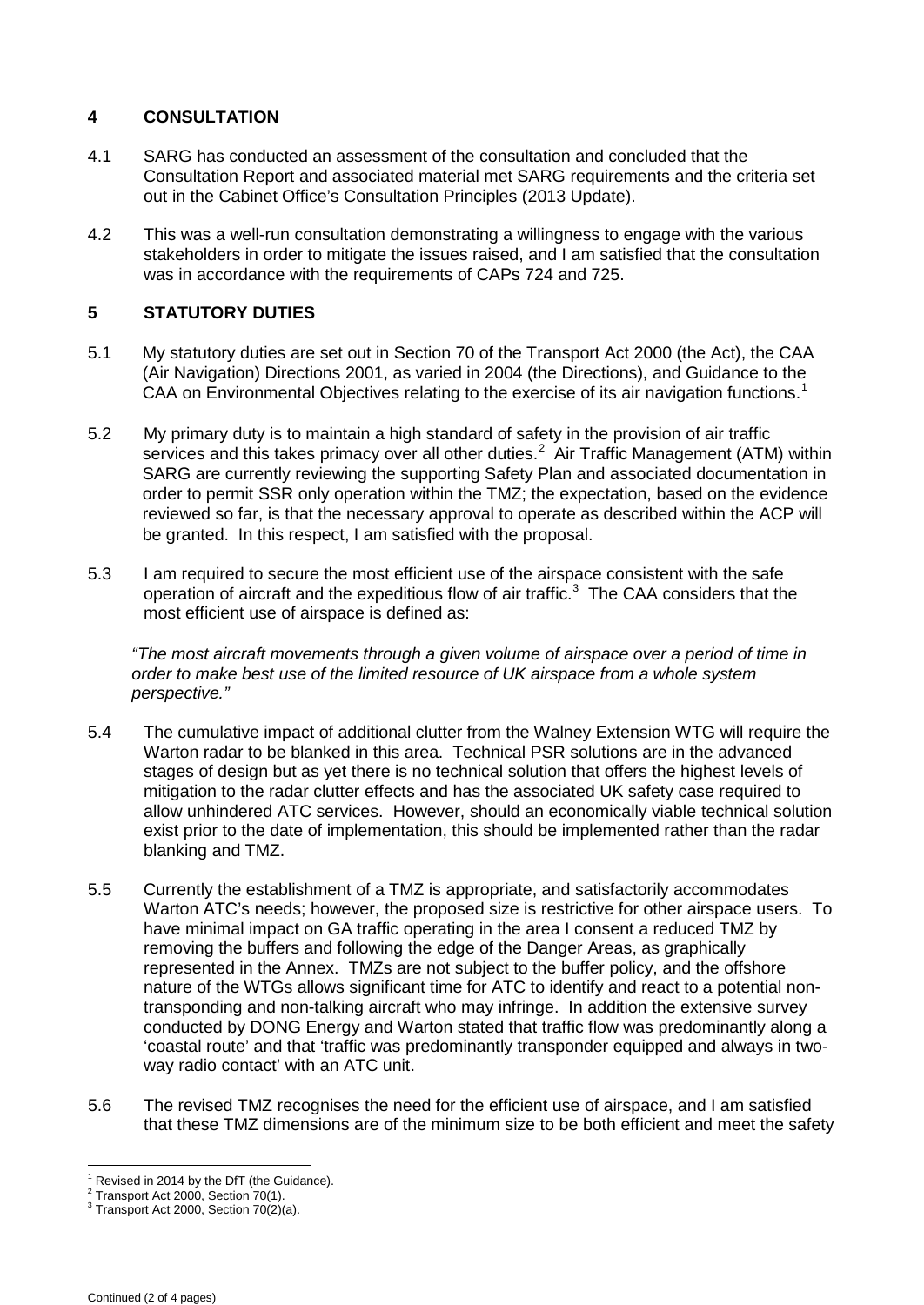## 4 CONSULTATION

4.1 SARG has conducted an assessment of the consultation and concluded that the Consultation Report and associated material met SARG requirements and the criteria set out in the Cabinet Office's Consultation Principles (2013 Update).

4.2 This was a well-run consultation demonstrating a willingness to engage with the various stakeholders in order to mitigate the issues raised, and I am satisfied that the consultation was in accordance with the requirements of CAPs 724 and 725.

## 5 STATUTORY DUTIES

5.1 My statutory duties are set out in Section 70 of the Transport Act 2000 (the Act), the CAA (Air Navigation) Directions 2001, as varied in 2004 (the Directions), and Guidance to the CAA on Environmental Objectives relating to the exercise of its air navigation functions.[1]

5.2 My primary duty is to maintain a high standard of safety in the provision of air traffic services and this takes primacy over all other duties.[2] Air Traffic Management (ATM) within SARG are currently reviewing the supporting Safety Plan and associated documentation in order to permit SSR only operation within the TMZ; the expectation, based on the evidence reviewed so far, is that the necessary approval to operate as described within the ACP will be granted. In this respect, I am satisfied with the proposal.

5.3 I am required to secure the most efficient use of the airspace consistent with the safe operation of aircraft and the expeditious flow of air traffic.[3] The CAA considers that the most efficient use of airspace is defined as:

*"The most aircraft movements through a given volume of airspace over a period of time in order to make best use of the limited resource of UK airspace from a whole system perspective."*

5.4 The cumulative impact of additional clutter from the Walney Extension WTG will require the Warton radar to be blanked in this area. Technical PSR solutions are in the advanced stages of design but as yet there is no technical solution that offers the highest levels of mitigation to the radar clutter effects and has the associated UK safety case required to allow unhindered ATC services. However, should an economically viable technical solution exist prior to the date of implementation, this should be implemented rather than the radar blanking and TMZ.

5.5 Currently the establishment of a TMZ is appropriate, and satisfactorily accommodates Warton ATC's needs; however, the proposed size is restrictive for other airspace users. To have minimal impact on GA traffic operating in the area I consent a reduced TMZ by removing the buffers and following the edge of the Danger Areas, as graphically represented in the Annex. TMZs are not subject to the buffer policy, and the offshore nature of the WTGs allows significant time for ATC to identify and react to a potential non-transponding and non-talking aircraft who may infringe. In addition the extensive survey conducted by DONG Energy and Warton stated that traffic flow was predominantly along a 'coastal route' and that 'traffic was predominantly transponder equipped and always in two-way radio contact' with an ATC unit.

5.6 The revised TMZ recognises the need for the efficient use of airspace, and I am satisfied that these TMZ dimensions are of the minimum size to be both efficient and meet the safety

[1] Revised in 2014 by the DfT (the Guidance).
[2] Transport Act 2000, Section 70(1).
[3] Transport Act 2000, Section 70(2)(a).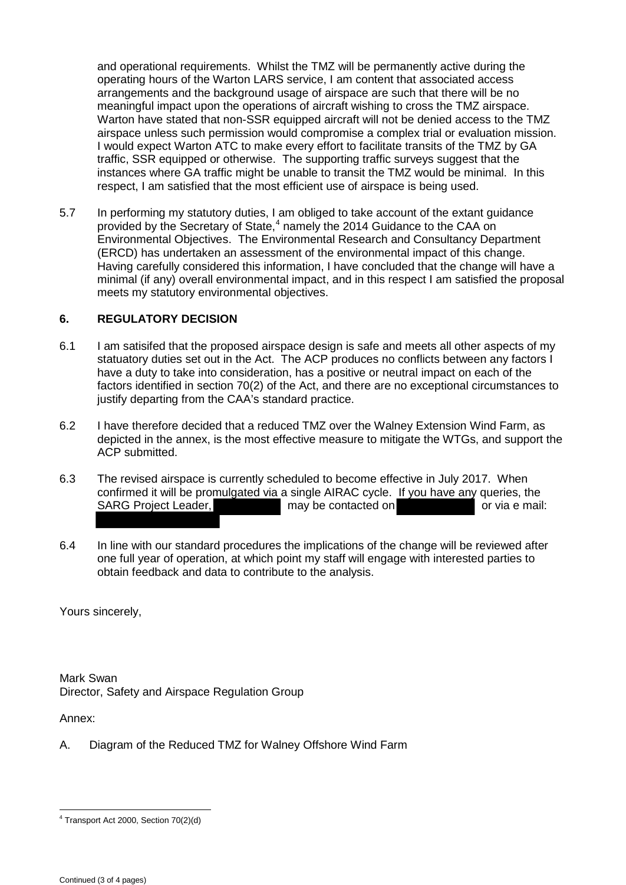and operational requirements. Whilst the TMZ will be permanently active during the operating hours of the Warton LARS service, I am content that associated access arrangements and the background usage of airspace are such that there will be no meaningful impact upon the operations of aircraft wishing to cross the TMZ airspace. Warton have stated that non-SSR equipped aircraft will not be denied access to the TMZ airspace unless such permission would compromise a complex trial or evaluation mission. I would expect Warton ATC to make every effort to facilitate transits of the TMZ by GA traffic, SSR equipped or otherwise. The supporting traffic surveys suggest that the instances where GA traffic might be unable to transit the TMZ would be minimal. In this respect, I am satisfied that the most efficient use of airspace is being used.

5.7 In performing my statutory duties, I am obliged to take account of the extant guidance provided by the Secretary of State,[4] namely the 2014 Guidance to the CAA on Environmental Objectives. The Environmental Research and Consultancy Department (ERCD) has undertaken an assessment of the environmental impact of this change. Having carefully considered this information, I have concluded that the change will have a minimal (if any) overall environmental impact, and in this respect I am satisfied the proposal meets my statutory environmental objectives.

### 6. REGULATORY DECISION

6.1 I am satisifed that the proposed airspace design is safe and meets all other aspects of my statuatory duties set out in the Act. The ACP produces no conflicts between any factors I have a duty to take into consideration, has a positive or neutral impact on each of the factors identified in section 70(2) of the Act, and there are no exceptional circumstances to justify departing from the CAA's standard practice.

6.2 I have therefore decided that a reduced TMZ over the Walney Extension Wind Farm, as depicted in the annex, is the most effective measure to mitigate the WTGs, and support the ACP submitted.

6.3 The revised airspace is currently scheduled to become effective in July 2017. When confirmed it will be promulgated via a single AIRAC cycle. If you have any queries, the SARG Project Leader, [redacted] may be contacted on [redacted] or via e mail: [redacted]

6.4 In line with our standard procedures the implications of the change will be reviewed after one full year of operation, at which point my staff will engage with interested parties to obtain feedback and data to contribute to the analysis.

Yours sincerely,

Mark Swan
Director, Safety and Airspace Regulation Group

Annex:

A. Diagram of the Reduced TMZ for Walney Offshore Wind Farm

---

[4] Transport Act 2000, Section 70(2)(d)

Continued (3 of 4 pages)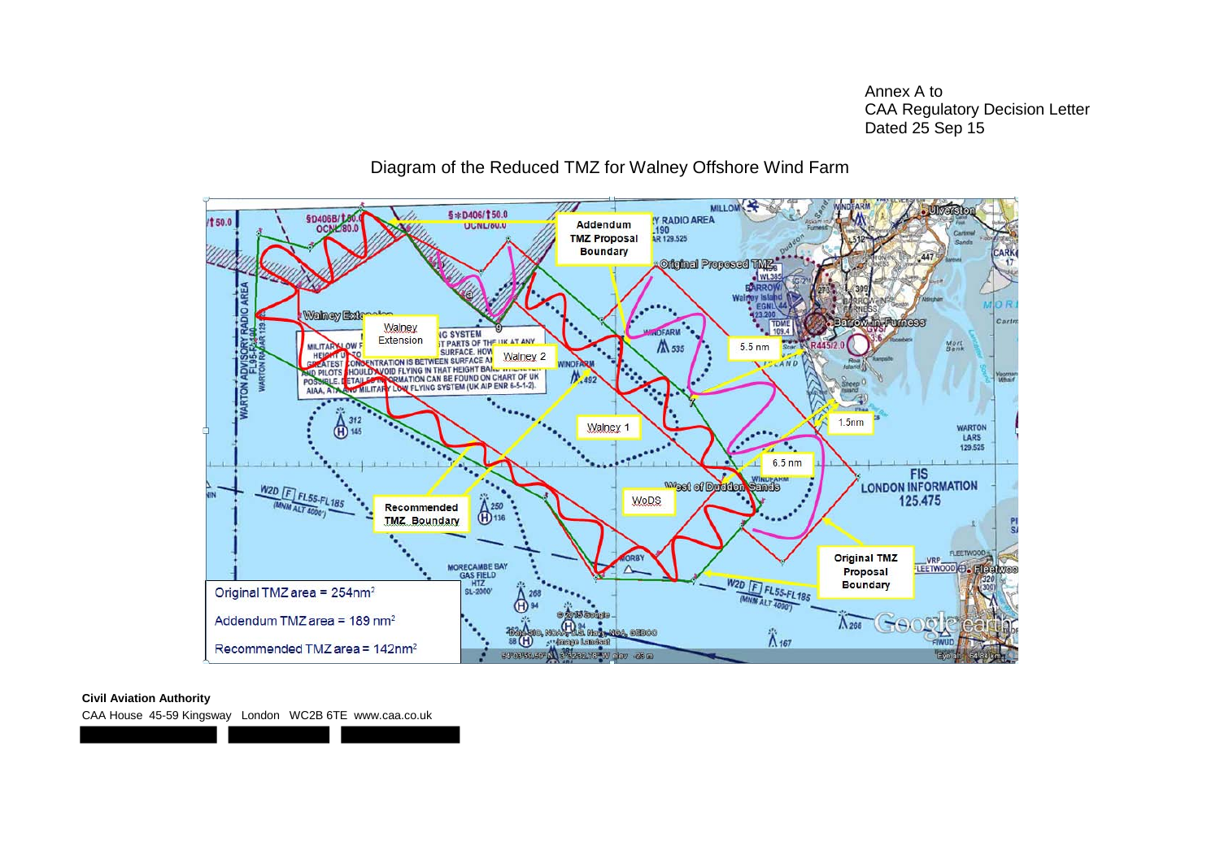Annex A to
CAA Regulatory Decision Letter
Dated 25 Sep 15

## Diagram of the Reduced TMZ for Walney Offshore Wind Farm

Addendum TMZ Proposal Boundary

Original Proposed TMZ

Walney Extension

Walney 2

5.5 nm

Walney 1

1.5nm

6.5 nm

WoDS

Recommended TMZ Boundary

Original TMZ Proposal Boundary

Original TMZ area = 254nm$^2$

Addendum TMZ area = 189 nm$^2$

Recommended TMZ area = 142nm$^2$

**Civil Aviation Authority**

CAA House 45-59 Kingsway London WC2B 6TE www.caa.co.uk